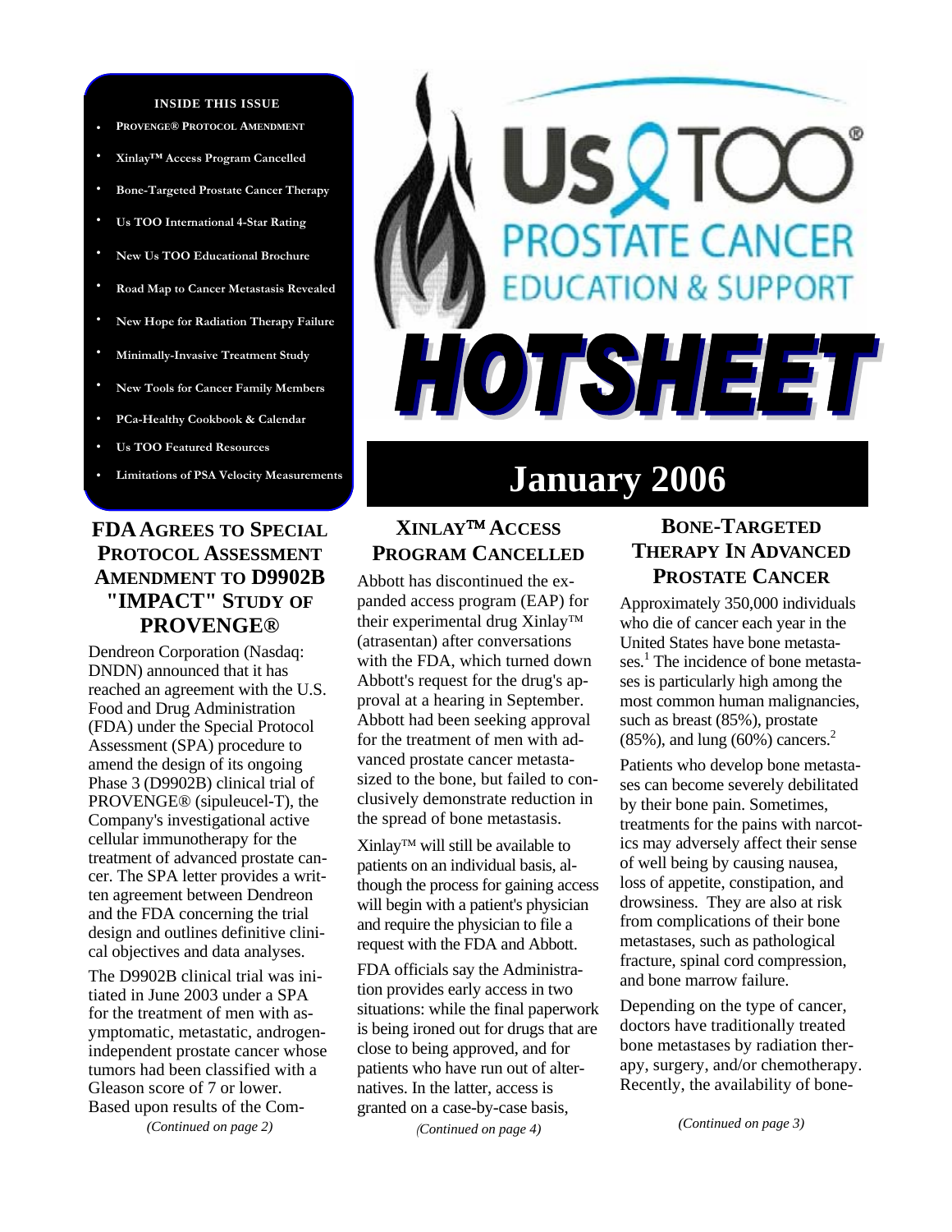**INSIDE THIS ISSUE**

- PROVENGE® PROTOCOL AMENDMENT
- Xinlay™ Access Program Cancelled
- Bone-Targeted Prostate Cancer Therapy
- Us TOO International 4-Star Rating
- New Us TOO Educational Brochure
- Road Map to Cancer Metastasis Revealed
- New Hope for Radiation Therapy Failure
- Minimally-Invasive Treatment Study
- New Tools for Cancer Family Members
- PCa-Healthy Cookbook & Calendar
- Us TOO Featured Resources
- Limitations of PSA Velocity Measurements

# Us TOO® PROSTATE CANCER EDUCATION & SUPPORT HOTSHEET

## January 2006

### FDA AGREES TO SPECIAL PROTOCOL ASSESSMENT AMENDMENT TO D9902B "IMPACT" STUDY OF PROVENGE®

Dendreon Corporation (Nasdaq: DNDN) announced that it has reached an agreement with the U.S. Food and Drug Administration (FDA) under the Special Protocol Assessment (SPA) procedure to amend the design of its ongoing Phase 3 (D9902B) clinical trial of PROVENGE® (sipuleucel-T), the Company's investigational active cellular immunotherapy for the treatment of advanced prostate cancer. The SPA letter provides a written agreement between Dendreon and the FDA concerning the trial design and outlines definitive clinical objectives and data analyses.

The D9902B clinical trial was initiated in June 2003 under a SPA for the treatment of men with asymptomatic, metastatic, androgen-independent prostate cancer whose tumors had been classified with a Gleason score of 7 or lower. Based upon results of the Com-

*(Continued on page 2)*

### XINLAY™ ACCESS PROGRAM CANCELLED

Abbott has discontinued the expanded access program (EAP) for their experimental drug Xinlay™ (atrasentan) after conversations with the FDA, which turned down Abbott's request for the drug's approval at a hearing in September. Abbott had been seeking approval for the treatment of men with advanced prostate cancer metastasized to the bone, but failed to conclusively demonstrate reduction in the spread of bone metastasis.

Xinlay™ will still be available to patients on an individual basis, although the process for gaining access will begin with a patient's physician and require the physician to file a request with the FDA and Abbott.

FDA officials say the Administration provides early access in two situations: while the final paperwork is being ironed out for drugs that are close to being approved, and for patients who have run out of alternatives. In the latter, access is granted on a case-by-case basis,

*(Continued on page 4)*

### BONE-TARGETED THERAPY IN ADVANCED PROSTATE CANCER

Approximately 350,000 individuals who die of cancer each year in the United States have bone metastases.[1] The incidence of bone metastases is particularly high among the most common human malignancies, such as breast (85%), prostate (85%), and lung (60%) cancers.[2]

Patients who develop bone metastases can become severely debilitated by their bone pain. Sometimes, treatments for the pains with narcotics may adversely affect their sense of well being by causing nausea, loss of appetite, constipation, and drowsiness. They are also at risk from complications of their bone metastases, such as pathological fracture, spinal cord compression, and bone marrow failure.

Depending on the type of cancer, doctors have traditionally treated bone metastases by radiation therapy, surgery, and/or chemotherapy. Recently, the availability of bone-

*(Continued on page 3)*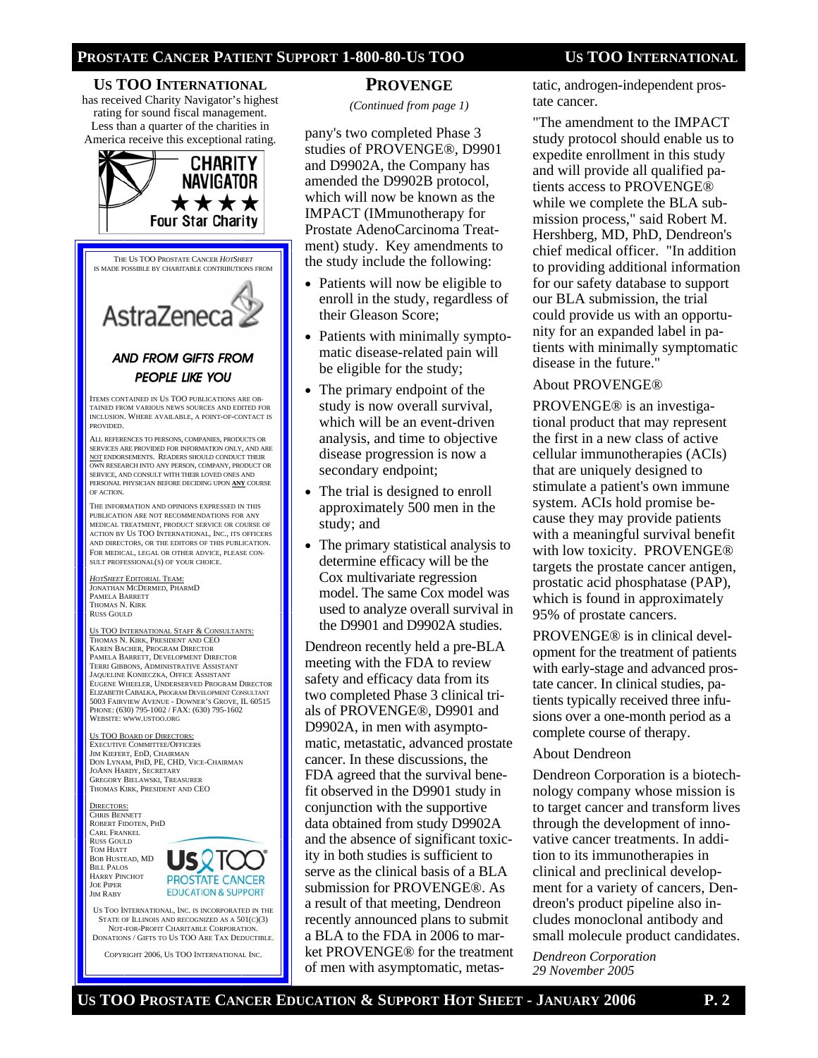## US TOO INTERNATIONAL

has received Charity Navigator's highest rating for sound fiscal management. Less than a quarter of the charities in America receive this exceptional rating.

CHARITY NAVIGATOR ★★★★ Four Star Charity

THE US TOO PROSTATE CANCER *HOTSHEET* IS MADE POSSIBLE BY CHARITABLE CONTRIBUTIONS FROM

AstraZeneca

*AND FROM GIFTS FROM PEOPLE LIKE YOU*

ITEMS CONTAINED IN US TOO PUBLICATIONS ARE OBTAINED FROM VARIOUS NEWS SOURCES AND EDITED FOR INCLUSION. WHERE AVAILABLE, A POINT-OF-CONTACT IS PROVIDED.

ALL REFERENCES TO PERSONS, COMPANIES, PRODUCTS OR SERVICES ARE PROVIDED FOR INFORMATION ONLY, AND ARE NOT ENDORSEMENTS. READERS SHOULD CONDUCT THEIR OWN RESEARCH INTO ANY PERSON, COMPANY, PRODUCT OR SERVICE, AND CONSULT WITH THEIR LOVED ONES AND PERSONAL PHYSICIAN BEFORE DECIDING UPON **ANY** COURSE OF ACTION.

THE INFORMATION AND OPINIONS EXPRESSED IN THIS PUBLICATION ARE NOT RECOMMENDATIONS FOR ANY MEDICAL TREATMENT, PRODUCT SERVICE OR COURSE OF ACTION BY US TOO INTERNATIONAL, INC., ITS OFFICERS AND DIRECTORS, OR THE EDITORS OF THIS PUBLICATION. FOR MEDICAL, LEGAL OR OTHER ADVICE, PLEASE CONSULT PROFESSIONAL(S) OF YOUR CHOICE.

*HOTSHEET* EDITORIAL TEAM:
JONATHAN MCDERMED, PHARMD
PAMELA BARRETT
THOMAS N. KIRK
RUSS GOULD

US TOO INTERNATIONAL STAFF & CONSULTANTS:
THOMAS N. KIRK, PRESIDENT AND CEO
KAREN BACHER, PROGRAM DIRECTOR
PAMELA BARRETT, DEVELOPMENT DIRECTOR
TERRI GIBBONS, ADMINISTRATIVE ASSISTANT
JAQUELINE KONIECZKA, OFFICE ASSISTANT
EUGENE WHEELER, UNDERSERVED PROGRAM DIRECTOR
ELIZABETH CABALKA, PROGRAM DEVELOPMENT CONSULTANT
5003 FAIRVIEW AVENUE - DOWNER'S GROVE, IL 60515
PHONE: (630) 795-1002 / FAX: (630) 795-1602
WEBSITE: WWW.USTOO.ORG

US TOO BOARD OF DIRECTORS:
EXECUTIVE COMMITTEE/OFFICERS
JIM KIEFERT, EDD, CHAIRMAN
DON LYNAM, PHD, PE, CHD, VICE-CHAIRMAN
JOANN HARDY, SECRETARY
GREGORY BIELAWSKI, TREASURER
THOMAS KIRK, PRESIDENT AND CEO

DIRECTORS:
CHRIS BENNETT
ROBERT FIDOTEN, PHD
CARL FRANKEL
RUSS GOULD
TOM HIATT
BOB HUSTEAD, MD
BILL PALOS
HARRY PINCHOT
JOE PIPER
JIM RABY

US TOO PROSTATE CANCER EDUCATION & SUPPORT

US TOO INTERNATIONAL, INC. IS INCORPORATED IN THE STATE OF ILLINOIS AND RECOGNIZED AS A 501(C)(3) NOT-FOR-PROFIT CHARITABLE CORPORATION. DONATIONS / GIFTS TO US TOO ARE TAX DEDUCTIBLE.

COPYRIGHT 2006, US TOO INTERNATIONAL INC.

## PROVENGE

*(Continued from page 1)*

pany's two completed Phase 3 studies of PROVENGE®, D9901 and D9902A, the Company has amended the D9902B protocol, which will now be known as the IMPACT (IMmunotherapy for Prostate AdenoCarcinoma Treatment) study. Key amendments to the study include the following:

- Patients will now be eligible to enroll in the study, regardless of their Gleason Score;
- Patients with minimally symptomatic disease-related pain will be eligible for the study;
- The primary endpoint of the study is now overall survival, which will be an event-driven analysis, and time to objective disease progression is now a secondary endpoint;
- The trial is designed to enroll approximately 500 men in the study; and
- The primary statistical analysis to determine efficacy will be the Cox multivariate regression model. The same Cox model was used to analyze overall survival in the D9901 and D9902A studies.

Dendreon recently held a pre-BLA meeting with the FDA to review safety and efficacy data from its two completed Phase 3 clinical trials of PROVENGE®, D9901 and D9902A, in men with asymptomatic, metastatic, advanced prostate cancer. In these discussions, the FDA agreed that the survival benefit observed in the D9901 study in conjunction with the supportive data obtained from study D9902A and the absence of significant toxicity in both studies is sufficient to serve as the clinical basis of a BLA submission for PROVENGE®. As a result of that meeting, Dendreon recently announced plans to submit a BLA to the FDA in 2006 to market PROVENGE® for the treatment of men with asymptomatic, metastatic, androgen-independent prostate cancer.

"The amendment to the IMPACT study protocol should enable us to expedite enrollment in this study and will provide all qualified patients access to PROVENGE® while we complete the BLA submission process," said Robert M. Hershberg, MD, PhD, Dendreon's chief medical officer. "In addition to providing additional information for our safety database to support our BLA submission, the trial could provide us with an opportunity for an expanded label in patients with minimally symptomatic disease in the future."

About PROVENGE®

PROVENGE® is an investigational product that may represent the first in a new class of active cellular immunotherapies (ACIs) that are uniquely designed to stimulate a patient's own immune system. ACIs hold promise because they may provide patients with a meaningful survival benefit with low toxicity. PROVENGE® targets the prostate cancer antigen, prostatic acid phosphatase (PAP), which is found in approximately 95% of prostate cancers.

PROVENGE® is in clinical development for the treatment of patients with early-stage and advanced prostate cancer. In clinical studies, patients typically received three infusions over a one-month period as a complete course of therapy.

About Dendreon

Dendreon Corporation is a biotechnology company whose mission is to target cancer and transform lives through the development of innovative cancer treatments. In addition to its immunotherapies in clinical and preclinical development for a variety of cancers, Dendreon's product pipeline also includes monoclonal antibody and small molecule product candidates.

*Dendreon Corporation*
*29 November 2005*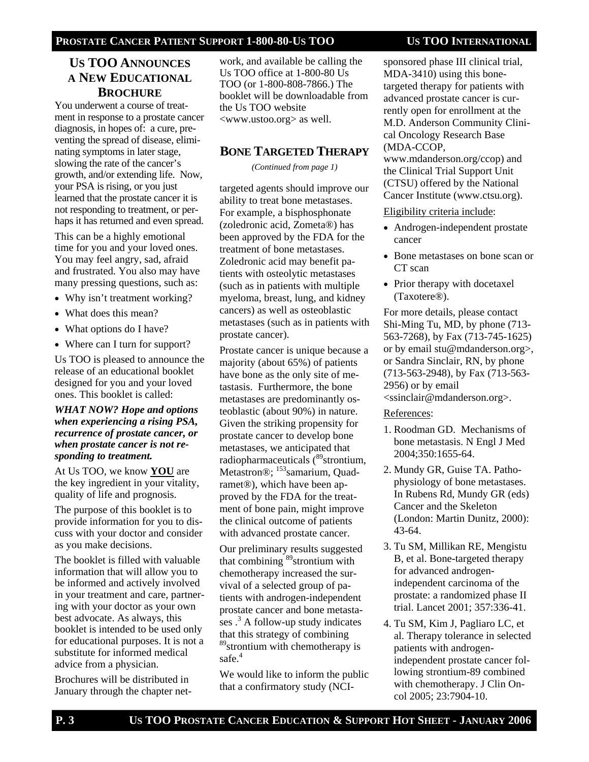## US TOO ANNOUNCES A NEW EDUCATIONAL BROCHURE

You underwent a course of treatment in response to a prostate cancer diagnosis, in hopes of: a cure, preventing the spread of disease, eliminating symptoms in later stage, slowing the rate of the cancer's growth, and/or extending life. Now, your PSA is rising, or you just learned that the prostate cancer it is not responding to treatment, or perhaps it has returned and even spread.

This can be a highly emotional time for you and your loved ones. You may feel angry, sad, afraid and frustrated. You also may have many pressing questions, such as:

- Why isn't treatment working?
- What does this mean?
- What options do I have?
- Where can I turn for support?

Us TOO is pleased to announce the release of an educational booklet designed for you and your loved ones. This booklet is called:

***WHAT NOW? Hope and options when experiencing a rising PSA, recurrence of prostate cancer, or when prostate cancer is not responding to treatment.***

At Us TOO, we know **YOU** are the key ingredient in your vitality, quality of life and prognosis.

The purpose of this booklet is to provide information for you to discuss with your doctor and consider as you make decisions.

The booklet is filled with valuable information that will allow you to be informed and actively involved in your treatment and care, partnering with your doctor as your own best advocate. As always, this booklet is intended to be used only for educational purposes. It is not a substitute for informed medical advice from a physician.

Brochures will be distributed in January through the chapter network, and available be calling the Us TOO office at 1-800-80 Us TOO (or 1-800-808-7866.) The booklet will be downloadable from the Us TOO website <www.ustoo.org> as well.

## BONE TARGETED THERAPY

*(Continued from page 1)*

targeted agents should improve our ability to treat bone metastases. For example, a bisphosphonate (zoledronic acid, Zometa®) has been approved by the FDA for the treatment of bone metastases. Zoledronic acid may benefit patients with osteolytic metastases (such as in patients with multiple myeloma, breast, lung, and kidney cancers) as well as osteoblastic metastases (such as in patients with prostate cancer).

Prostate cancer is unique because a majority (about 65%) of patients have bone as the only site of metastasis. Furthermore, the bone metastases are predominantly osteoblastic (about 90%) in nature. Given the striking propensity for prostate cancer to develop bone metastases, we anticipated that radiopharmaceuticals ($^{89}$strontium, Metastron®; $^{153}$samarium, Quadramet®), which have been approved by the FDA for the treatment of bone pain, might improve the clinical outcome of patients with advanced prostate cancer.

Our preliminary results suggested that combining $^{89}$strontium with chemotherapy increased the survival of a selected group of patients with androgen-independent prostate cancer and bone metastases .[3] A follow-up study indicates that this strategy of combining $^{89}$strontium with chemotherapy is safe.[4]

We would like to inform the public that a confirmatory study (NCI-sponsored phase III clinical trial, MDA-3410) using this bone-targeted therapy for patients with advanced prostate cancer is currently open for enrollment at the M.D. Anderson Community Clinical Oncology Research Base (MDA-CCOP, www.mdanderson.org/ccop) and the Clinical Trial Support Unit (CTSU) offered by the National Cancer Institute (www.ctsu.org).

Eligibility criteria include:

- Androgen-independent prostate cancer
- Bone metastases on bone scan or CT scan
- Prior therapy with docetaxel (Taxotere®).

For more details, please contact Shi-Ming Tu, MD, by phone (713-563-7268), by Fax (713-745-1625) or by email stu@mdanderson.org>, or Sandra Sinclair, RN, by phone (713-563-2948), by Fax (713-563-2956) or by email <ssinclair@mdanderson.org>.

References:

1. Roodman GD. Mechanisms of bone metastasis. N Engl J Med 2004;350:1655-64.
2. Mundy GR, Guise TA. Pathophysiology of bone metastases. In Rubens Rd, Mundy GR (eds) Cancer and the Skeleton (London: Martin Dunitz, 2000): 43-64.
3. Tu SM, Millikan RE, Mengistu B, et al. Bone-targeted therapy for advanced androgen-independent carcinoma of the prostate: a randomized phase II trial. Lancet 2001; 357:336-41.
4. Tu SM, Kim J, Pagliaro LC, et al. Therapy tolerance in selected patients with androgen-independent prostate cancer following strontium-89 combined with chemotherapy. J Clin Oncol 2005; 23:7904-10.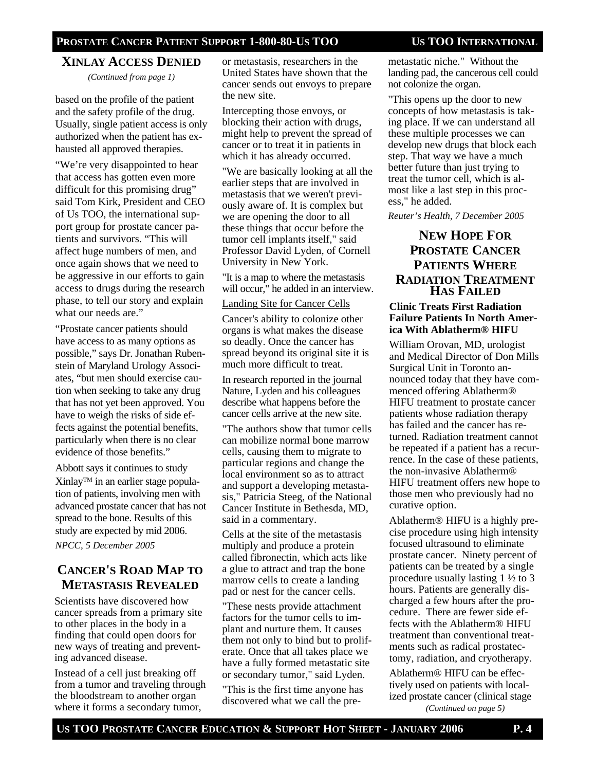## Xinlay Access Denied

*(Continued from page 1)*

based on the profile of the patient and the safety profile of the drug. Usually, single patient access is only authorized when the patient has exhausted all approved therapies.

"We're very disappointed to hear that access has gotten even more difficult for this promising drug" said Tom Kirk, President and CEO of Us TOO, the international support group for prostate cancer patients and survivors. "This will affect huge numbers of men, and once again shows that we need to be aggressive in our efforts to gain access to drugs during the research phase, to tell our story and explain what our needs are."

"Prostate cancer patients should have access to as many options as possible," says Dr. Jonathan Rubenstein of Maryland Urology Associates, "but men should exercise caution when seeking to take any drug that has not yet been approved. You have to weigh the risks of side effects against the potential benefits, particularly when there is no clear evidence of those benefits."

Abbott says it continues to study Xinlay™ in an earlier stage population of patients, involving men with advanced prostate cancer that has not spread to the bone. Results of this study are expected by mid 2006.

*NPCC, 5 December 2005*

## Cancer's Road Map to Metastasis Revealed

Scientists have discovered how cancer spreads from a primary site to other places in the body in a finding that could open doors for new ways of treating and preventing advanced disease.

Instead of a cell just breaking off from a tumor and traveling through the bloodstream to another organ where it forms a secondary tumor, or metastasis, researchers in the United States have shown that the cancer sends out envoys to prepare the new site.

Intercepting those envoys, or blocking their action with drugs, might help to prevent the spread of cancer or to treat it in patients in which it has already occurred.

"We are basically looking at all the earlier steps that are involved in metastasis that we weren't previously aware of. It is complex but we are opening the door to all these things that occur before the tumor cell implants itself," said Professor David Lyden, of Cornell University in New York.

"It is a map to where the metastasis will occur," he added in an interview.

Landing Site for Cancer Cells

Cancer's ability to colonize other organs is what makes the disease so deadly. Once the cancer has spread beyond its original site it is much more difficult to treat.

In research reported in the journal Nature, Lyden and his colleagues describe what happens before the cancer cells arrive at the new site.

"The authors show that tumor cells can mobilize normal bone marrow cells, causing them to migrate to particular regions and change the local environment so as to attract and support a developing metastasis," Patricia Steeg, of the National Cancer Institute in Bethesda, MD, said in a commentary.

Cells at the site of the metastasis multiply and produce a protein called fibronectin, which acts like a glue to attract and trap the bone marrow cells to create a landing pad or nest for the cancer cells.

"These nests provide attachment factors for the tumor cells to implant and nurture them. It causes them not only to bind but to proliferate. Once that all takes place we have a fully formed metastatic site or secondary tumor," said Lyden.

"This is the first time anyone has discovered what we call the pre-metastatic niche." Without the landing pad, the cancerous cell could not colonize the organ.

"This opens up the door to new concepts of how metastasis is taking place. If we can understand all these multiple processes we can develop new drugs that block each step. That way we have a much better future than just trying to treat the tumor cell, which is almost like a last step in this process," he added.

*Reuter's Health, 7 December 2005*

## New Hope For Prostate Cancer Patients Where Radiation Treatment Has Failed

**Clinic Treats First Radiation Failure Patients In North America With Ablatherm® HIFU**

William Orovan, MD, urologist and Medical Director of Don Mills Surgical Unit in Toronto announced today that they have commenced offering Ablatherm® HIFU treatment to prostate cancer patients whose radiation therapy has failed and the cancer has returned. Radiation treatment cannot be repeated if a patient has a recurrence. In the case of these patients, the non-invasive Ablatherm® HIFU treatment offers new hope to those men who previously had no curative option.

Ablatherm® HIFU is a highly precise procedure using high intensity focused ultrasound to eliminate prostate cancer. Ninety percent of patients can be treated by a single procedure usually lasting 1 ½ to 3 hours. Patients are generally discharged a few hours after the procedure. There are fewer side effects with the Ablatherm® HIFU treatment than conventional treatments such as radical prostatectomy, radiation, and cryotherapy.

Ablatherm® HIFU can be effectively used on patients with localized prostate cancer (clinical stage

*(Continued on page 5)*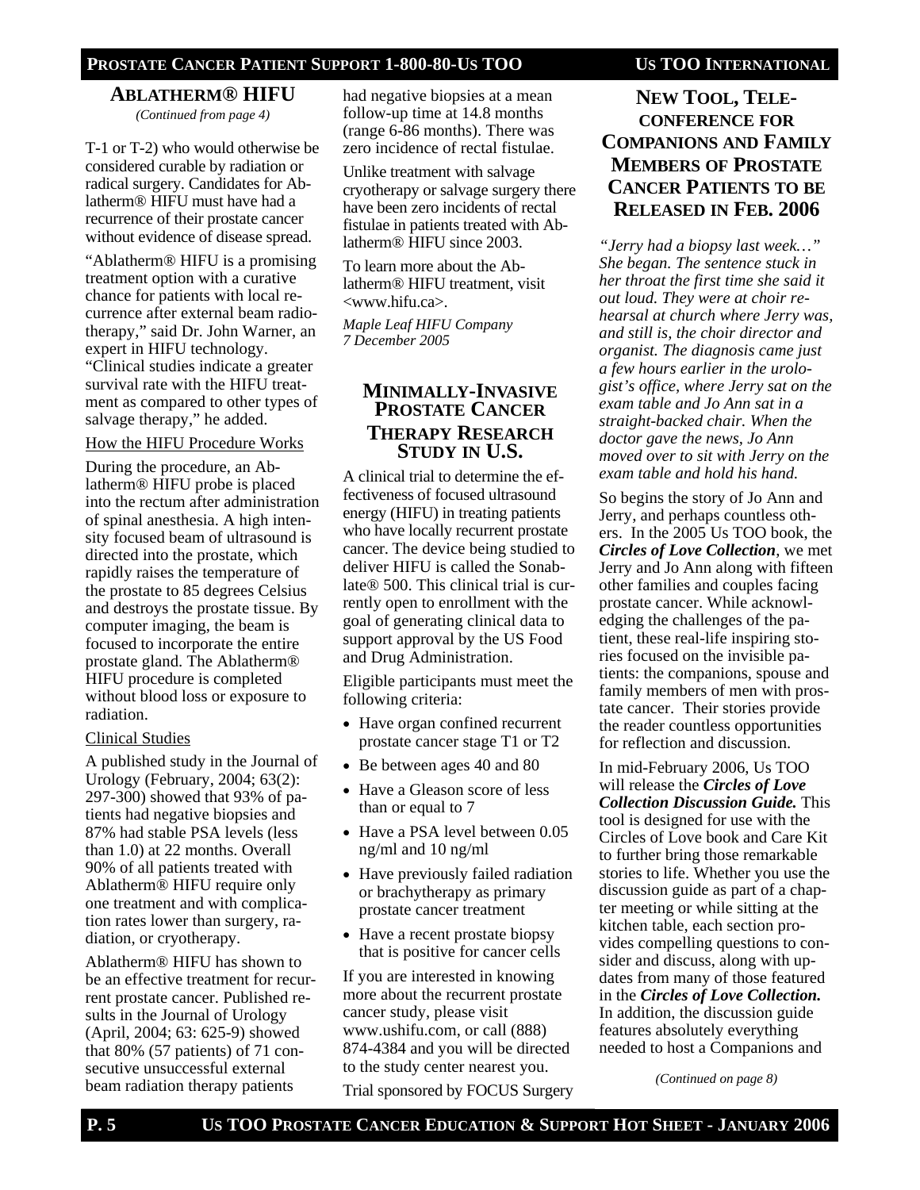## Ablatherm® HIFU

*(Continued from page 4)*

T-1 or T-2) who would otherwise be considered curable by radiation or radical surgery. Candidates for Ablatherm® HIFU must have had a recurrence of their prostate cancer without evidence of disease spread.

"Ablatherm® HIFU is a promising treatment option with a curative chance for patients with local recurrence after external beam radiotherapy," said Dr. John Warner, an expert in HIFU technology. "Clinical studies indicate a greater survival rate with the HIFU treatment as compared to other types of salvage therapy," he added.

How the HIFU Procedure Works

During the procedure, an Ablatherm® HIFU probe is placed into the rectum after administration of spinal anesthesia. A high intensity focused beam of ultrasound is directed into the prostate, which rapidly raises the temperature of the prostate to 85 degrees Celsius and destroys the prostate tissue. By computer imaging, the beam is focused to incorporate the entire prostate gland. The Ablatherm® HIFU procedure is completed without blood loss or exposure to radiation.

Clinical Studies

A published study in the Journal of Urology (February, 2004; 63(2): 297-300) showed that 93% of patients had negative biopsies and 87% had stable PSA levels (less than 1.0) at 22 months. Overall 90% of all patients treated with Ablatherm® HIFU require only one treatment and with complication rates lower than surgery, radiation, or cryotherapy.

Ablatherm® HIFU has shown to be an effective treatment for recurrent prostate cancer. Published results in the Journal of Urology (April, 2004; 63: 625-9) showed that 80% (57 patients) of 71 consecutive unsuccessful external beam radiation therapy patients had negative biopsies at a mean follow-up time at 14.8 months (range 6-86 months). There was zero incidence of rectal fistulae.

Unlike treatment with salvage cryotherapy or salvage surgery there have been zero incidents of rectal fistulae in patients treated with Ablatherm® HIFU since 2003.

To learn more about the Ablatherm® HIFU treatment, visit <www.hifu.ca>.

*Maple Leaf HIFU Company*
*7 December 2005*

## Minimally-Invasive Prostate Cancer Therapy Research Study in U.S.

A clinical trial to determine the effectiveness of focused ultrasound energy (HIFU) in treating patients who have locally recurrent prostate cancer. The device being studied to deliver HIFU is called the Sonablate® 500. This clinical trial is currently open to enrollment with the goal of generating clinical data to support approval by the US Food and Drug Administration.

Eligible participants must meet the following criteria:

- Have organ confined recurrent prostate cancer stage T1 or T2
- Be between ages 40 and 80
- Have a Gleason score of less than or equal to 7
- Have a PSA level between 0.05 ng/ml and 10 ng/ml
- Have previously failed radiation or brachytherapy as primary prostate cancer treatment
- Have a recent prostate biopsy that is positive for cancer cells

If you are interested in knowing more about the recurrent prostate cancer study, please visit www.ushifu.com, or call (888) 874-4384 and you will be directed to the study center nearest you.

Trial sponsored by FOCUS Surgery

## New Tool, Teleconference for Companions and Family Members of Prostate Cancer Patients to be Released in Feb. 2006

*"Jerry had a biopsy last week…" She began. The sentence stuck in her throat the first time she said it out loud. They were at choir rehearsal at church where Jerry was, and still is, the choir director and organist. The diagnosis came just a few hours earlier in the urologist's office, where Jerry sat on the exam table and Jo Ann sat in a straight-backed chair. When the doctor gave the news, Jo Ann moved over to sit with Jerry on the exam table and hold his hand.*

So begins the story of Jo Ann and Jerry, and perhaps countless others. In the 2005 Us TOO book, the ***Circles of Love Collection***, we met Jerry and Jo Ann along with fifteen other families and couples facing prostate cancer. While acknowledging the challenges of the patient, these real-life inspiring stories focused on the invisible patients: the companions, spouse and family members of men with prostate cancer. Their stories provide the reader countless opportunities for reflection and discussion.

In mid-February 2006, Us TOO will release the ***Circles of Love Collection Discussion Guide.*** This tool is designed for use with the Circles of Love book and Care Kit to further bring those remarkable stories to life. Whether you use the discussion guide as part of a chapter meeting or while sitting at the kitchen table, each section provides compelling questions to consider and discuss, along with updates from many of those featured in the ***Circles of Love Collection.*** In addition, the discussion guide features absolutely everything needed to host a Companions and

*(Continued on page 8)*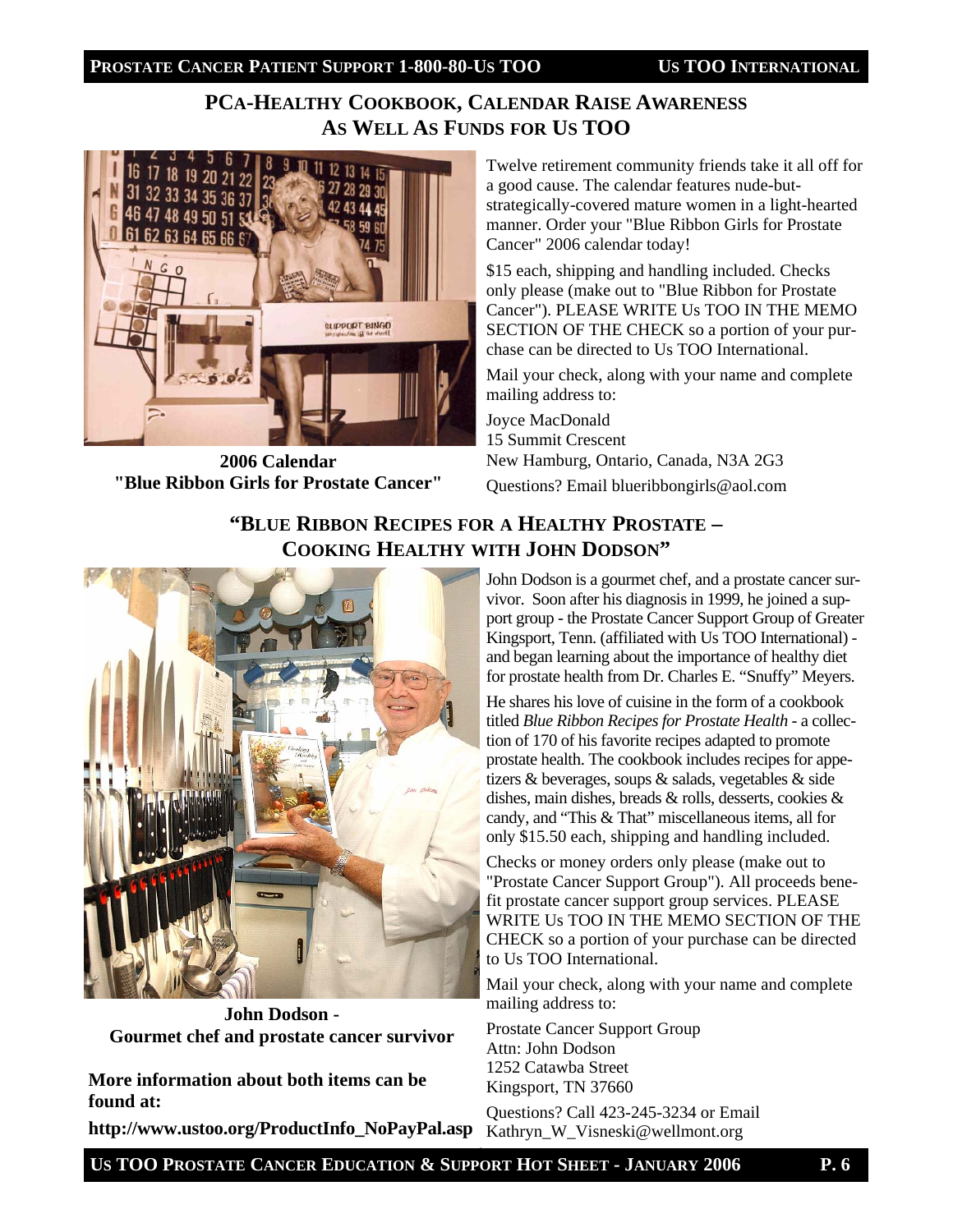## PCa-Healthy Cookbook, Calendar Raise Awareness As Well As Funds for Us TOO

**2006 Calendar "Blue Ribbon Girls for Prostate Cancer"**

Twelve retirement community friends take it all off for a good cause. The calendar features nude-but-strategically-covered mature women in a light-hearted manner. Order your "Blue Ribbon Girls for Prostate Cancer" 2006 calendar today!

$15 each, shipping and handling included. Checks only please (make out to "Blue Ribbon for Prostate Cancer"). PLEASE WRITE Us TOO IN THE MEMO SECTION OF THE CHECK so a portion of your purchase can be directed to Us TOO International.

Mail your check, along with your name and complete mailing address to:

Joyce MacDonald
15 Summit Crescent
New Hamburg, Ontario, Canada, N3A 2G3

Questions? Email blueribbongirls@aol.com

## "Blue Ribbon Recipes for a Healthy Prostate – Cooking Healthy with John Dodson"

**John Dodson - Gourmet chef and prostate cancer survivor**

John Dodson is a gourmet chef, and a prostate cancer survivor. Soon after his diagnosis in 1999, he joined a support group - the Prostate Cancer Support Group of Greater Kingsport, Tenn. (affiliated with Us TOO International) - and began learning about the importance of healthy diet for prostate health from Dr. Charles E. "Snuffy" Meyers.

He shares his love of cuisine in the form of a cookbook titled *Blue Ribbon Recipes for Prostate Health* - a collection of 170 of his favorite recipes adapted to promote prostate health. The cookbook includes recipes for appetizers & beverages, soups & salads, vegetables & side dishes, main dishes, breads & rolls, desserts, cookies & candy, and "This & That" miscellaneous items, all for only $15.50 each, shipping and handling included.

Checks or money orders only please (make out to "Prostate Cancer Support Group"). All proceeds benefit prostate cancer support group services. PLEASE WRITE Us TOO IN THE MEMO SECTION OF THE CHECK so a portion of your purchase can be directed to Us TOO International.

Mail your check, along with your name and complete mailing address to:

Prostate Cancer Support Group
Attn: John Dodson
1252 Catawba Street
Kingsport, TN 37660

Questions? Call 423-245-3234 or Email Kathryn_W_Visneski@wellmont.org

**More information about both items can be found at:**

**http://www.ustoo.org/ProductInfo_NoPayPal.asp**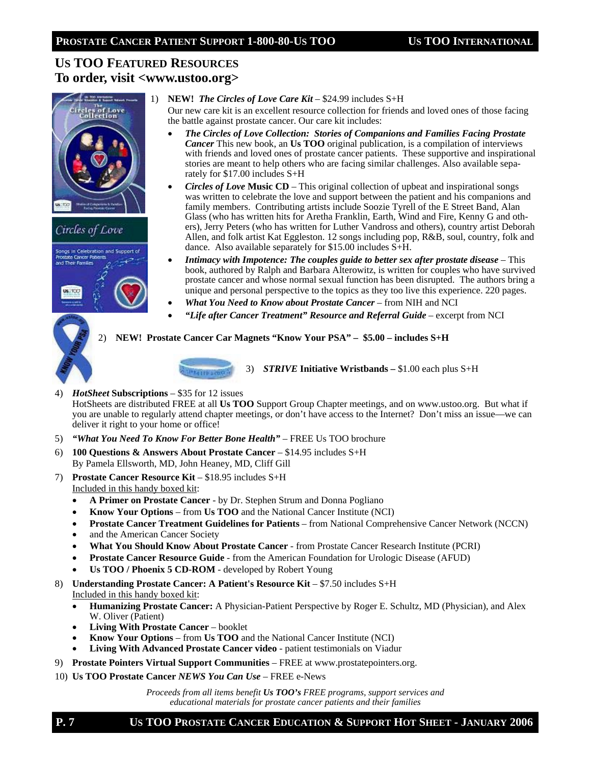## US TOO FEATURED RESOURCES
## To order, visit <www.ustoo.org>

1) **NEW! *The Circles of Love Care Kit*** – $24.99 includes S+H
   Our new care kit is an excellent resource collection for friends and loved ones of those facing the battle against prostate cancer. Our care kit includes:
   - ***The Circles of Love Collection: Stories of Companions and Families Facing Prostate Cancer*** This new book, an **Us TOO** original publication, is a compilation of interviews with friends and loved ones of prostate cancer patients. These supportive and inspirational stories are meant to help others who are facing similar challenges. Also available separately for $17.00 includes S+H
   - ***Circles of Love* Music CD** – This original collection of upbeat and inspirational songs was written to celebrate the love and support between the patient and his companions and family members. Contributing artists include Soozie Tyrell of the E Street Band, Alan Glass (who has written hits for Aretha Franklin, Earth, Wind and Fire, Kenny G and others), Jerry Peters (who has written for Luther Vandross and others), country artist Deborah Allen, and folk artist Kat Eggleston. 12 songs including pop, R&B, soul, country, folk and dance. Also available separately for $15.00 includes S+H.
   - ***Intimacy with Impotence: The couples guide to better sex after prostate disease*** – This book, authored by Ralph and Barbara Alterowitz, is written for couples who have survived prostate cancer and whose normal sexual function has been disrupted. The authors bring a unique and personal perspective to the topics as they too live this experience. 220 pages.
   - ***What You Need to Know about Prostate Cancer*** – from NIH and NCI
   - ***"Life after Cancer Treatment" Resource and Referral Guide*** – excerpt from NCI

2) **NEW! Prostate Cancer Car Magnets "Know Your PSA" – $5.00 – includes S+H**

3) ***STRIVE* Initiative Wristbands –** $1.00 each plus S+H

4) ***HotSheet* Subscriptions** – $35 for 12 issues
   HotSheets are distributed FREE at all **Us TOO** Support Group Chapter meetings, and on www.ustoo.org. But what if you are unable to regularly attend chapter meetings, or don't have access to the Internet? Don't miss an issue—we can deliver it right to your home or office!

5) ***"What You Need To Know For Better Bone Health"*** – FREE Us TOO brochure

6) **100 Questions & Answers About Prostate Cancer** – $14.95 includes S+H
   By Pamela Ellsworth, MD, John Heaney, MD, Cliff Gill

7) **Prostate Cancer Resource Kit** – $18.95 includes S+H
   Included in this handy boxed kit:
   - **A Primer on Prostate Cancer** - by Dr. Stephen Strum and Donna Pogliano
   - **Know Your Options** – from **Us TOO** and the National Cancer Institute (NCI)
   - **Prostate Cancer Treatment Guidelines for Patients** – from National Comprehensive Cancer Network (NCCN)
   - and the American Cancer Society
   - **What You Should Know About Prostate Cancer** - from Prostate Cancer Research Institute (PCRI)
   - **Prostate Cancer Resource Guide** - from the American Foundation for Urologic Disease (AFUD)
   - **Us TOO / Phoenix 5 CD-ROM** - developed by Robert Young

8) **Understanding Prostate Cancer: A Patient's Resource Kit** – $7.50 includes S+H
   Included in this handy boxed kit:
   - **Humanizing Prostate Cancer:** A Physician-Patient Perspective by Roger E. Schultz, MD (Physician), and Alex W. Oliver (Patient)
   - **Living With Prostate Cancer** – booklet
   - **Know Your Options** – from **Us TOO** and the National Cancer Institute (NCI)
   - **Living With Advanced Prostate Cancer video** - patient testimonials on Viadur

9) **Prostate Pointers Virtual Support Communities** – FREE at www.prostatepointers.org.

10) **Us TOO Prostate Cancer *NEWS You Can Use*** – FREE e-News

*Proceeds from all items benefit **Us TOO's** FREE programs, support services and educational materials for prostate cancer patients and their families*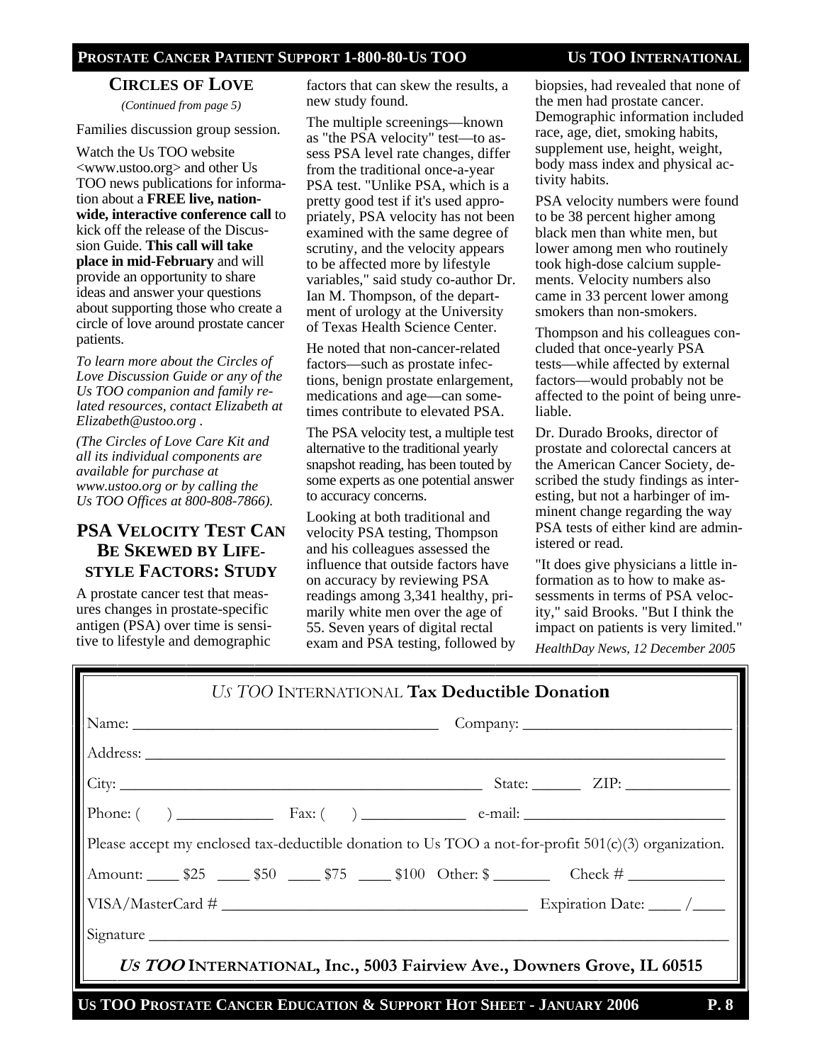## CIRCLES OF LOVE

*(Continued from page 5)*

Families discussion group session.

Watch the Us TOO website <www.ustoo.org> and other Us TOO news publications for information about a **FREE live, nationwide, interactive conference call** to kick off the release of the Discussion Guide. **This call will take place in mid-February** and will provide an opportunity to share ideas and answer your questions about supporting those who create a circle of love around prostate cancer patients.

*To learn more about the Circles of Love Discussion Guide or any of the Us TOO companion and family related resources, contact Elizabeth at Elizabeth@ustoo.org .*

*(The Circles of Love Care Kit and all its individual components are available for purchase at www.ustoo.org or by calling the Us TOO Offices at 800-808-7866).*

## PSA VELOCITY TEST CAN BE SKEWED BY LIFESTYLE FACTORS: STUDY

A prostate cancer test that measures changes in prostate-specific antigen (PSA) over time is sensitive to lifestyle and demographic factors that can skew the results, a new study found.

The multiple screenings—known as "the PSA velocity" test—to assess PSA level rate changes, differ from the traditional once-a-year PSA test. "Unlike PSA, which is a pretty good test if it's used appropriately, PSA velocity has not been examined with the same degree of scrutiny, and the velocity appears to be affected more by lifestyle variables," said study co-author Dr. Ian M. Thompson, of the department of urology at the University of Texas Health Science Center.

He noted that non-cancer-related factors—such as prostate infections, benign prostate enlargement, medications and age—can sometimes contribute to elevated PSA.

The PSA velocity test, a multiple test alternative to the traditional yearly snapshot reading, has been touted by some experts as one potential answer to accuracy concerns.

Looking at both traditional and velocity PSA testing, Thompson and his colleagues assessed the influence that outside factors have on accuracy by reviewing PSA readings among 3,341 healthy, primarily white men over the age of 55. Seven years of digital rectal exam and PSA testing, followed by biopsies, had revealed that none of the men had prostate cancer. Demographic information included race, age, diet, smoking habits, supplement use, height, weight, body mass index and physical activity habits.

PSA velocity numbers were found to be 38 percent higher among black men than white men, but lower among men who routinely took high-dose calcium supplements. Velocity numbers also came in 33 percent lower among smokers than non-smokers.

Thompson and his colleagues concluded that once-yearly PSA tests—while affected by external factors—would probably not be affected to the point of being unreliable.

Dr. Durado Brooks, director of prostate and colorectal cancers at the American Cancer Society, described the study findings as interesting, but not a harbinger of imminent change regarding the way PSA tests of either kind are administered or read.

"It does give physicians a little information as to how to make assessments in terms of PSA velocity," said Brooks. "But I think the impact on patients is very limited."

*HealthDay News, 12 December 2005*

---

### *US TOO* INTERNATIONAL **Tax Deductible Donation**

Name: ______________________ Company: ______________________

Address: ____________________________________________

City: ______________________ State: ______ ZIP: ____________

Phone: ( ) ____________ Fax: ( ) ____________ e-mail: ______________________

Please accept my enclosed tax-deductible donation to Us TOO a not-for-profit 501(c)(3) organization.

Amount: ____ $25 ____ $50 ____ $75 ____ $100 Other: $ _______ Check # ____________

VISA/MasterCard # ______________________ Expiration Date: ____ /____

Signature ____________________________________________

***US TOO* INTERNATIONAL, Inc., 5003 Fairview Ave., Downers Grove, IL 60515**